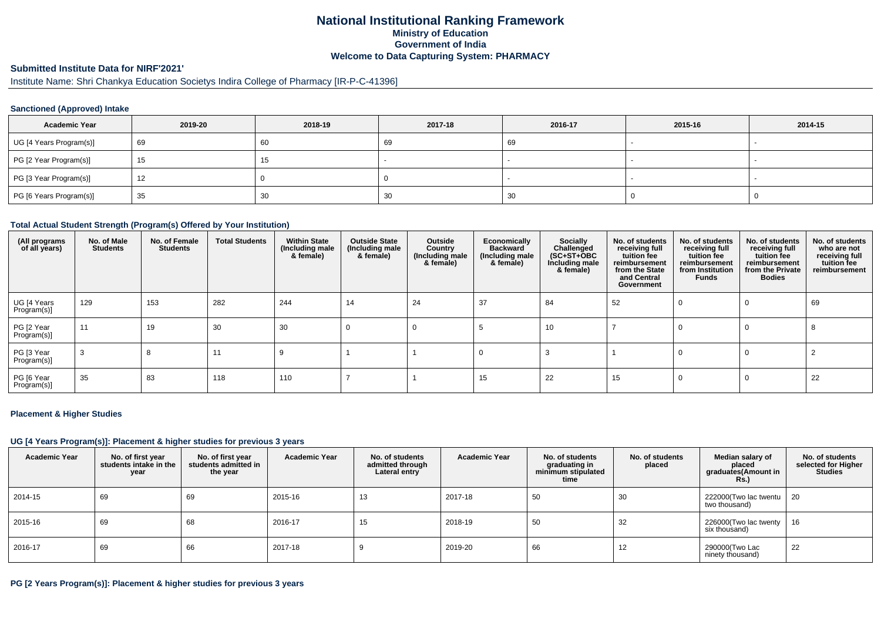# National Institutional Ranking Framework

## Ministry of Education
## Government of India
## Welcome to Data Capturing System: PHARMACY

### Submitted Institute Data for NIRF'2021'

Institute Name: Shri Chankya Education Societys Indira College of Pharmacy [IR-P-C-41396]

#### Sanctioned (Approved) Intake

| Academic Year | 2019-20 | 2018-19 | 2017-18 | 2016-17 | 2015-16 | 2014-15 |
|---|---|---|---|---|---|---|
| UG [4 Years Program(s)] | 69 | 60 | 69 | 69 | - | - |
| PG [2 Year Program(s)] | 15 | 15 | - | - | - | - |
| PG [3 Year Program(s)] | 12 | 0 | 0 | - | - | - |
| PG [6 Years Program(s)] | 35 | 30 | 30 | 30 | 0 | 0 |

#### Total Actual Student Strength (Program(s) Offered by Your Institution)

| (All programs of all years) | No. of Male Students | No. of Female Students | Total Students | Within State (Including male & female) | Outside State (Including male & female) | Outside Country (Including male & female) | Economically Backward (Including male & female) | Socially Challenged (SC+ST+OBC Including male & female) | No. of students receiving full tuition fee reimbursement from the State and Central Government | No. of students receiving full tuition fee reimbursement from Institution Funds | No. of students receiving full tuition fee reimbursement from the Private Bodies | No. of students who are not receiving full tuition fee reimbursement |
|---|---|---|---|---|---|---|---|---|---|---|---|---|
| UG [4 Years Program(s)] | 129 | 153 | 282 | 244 | 14 | 24 | 37 | 84 | 52 | 0 | 0 | 69 |
| PG [2 Year Program(s)] | 11 | 19 | 30 | 30 | 0 | 0 | 5 | 10 | 7 | 0 | 0 | 8 |
| PG [3 Year Program(s)] | 3 | 8 | 11 | 9 | 1 | 1 | 0 | 3 | 1 | 0 | 0 | 2 |
| PG [6 Year Program(s)] | 35 | 83 | 118 | 110 | 7 | 1 | 15 | 22 | 15 | 0 | 0 | 22 |

#### Placement & Higher Studies

#### UG [4 Years Program(s)]: Placement & higher studies for previous 3 years

| Academic Year | No. of first year students intake in the year | No. of first year students admitted in the year | Academic Year | No. of students admitted through Lateral entry | Academic Year | No. of students graduating in minimum stipulated time | No. of students placed | Median salary of placed graduates(Amount in Rs.) | No. of students selected for Higher Studies |
|---|---|---|---|---|---|---|---|---|---|
| 2014-15 | 69 | 69 | 2015-16 | 13 | 2017-18 | 50 | 30 | 222000(Two lac twentu two thousand) | 20 |
| 2015-16 | 69 | 68 | 2016-17 | 15 | 2018-19 | 50 | 32 | 226000(Two lac twenty six thousand) | 16 |
| 2016-17 | 69 | 66 | 2017-18 | 9 | 2019-20 | 66 | 12 | 290000(Two Lac ninety thousand) | 22 |

#### PG [2 Years Program(s)]: Placement & higher studies for previous 3 years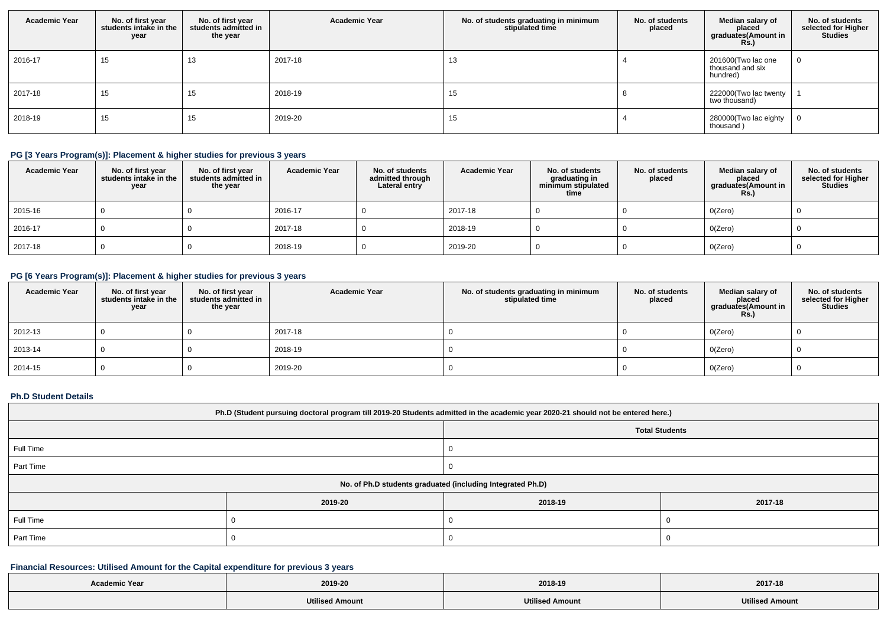| Academic Year | No. of first year students intake in the year | No. of first year students admitted in the year | Academic Year | No. of students graduating in minimum stipulated time | No. of students placed | Median salary of placed graduates(Amount in Rs.) | No. of students selected for Higher Studies |
|---|---|---|---|---|---|---|---|
| 2016-17 | 15 | 13 | 2017-18 | 13 | 4 | 201600(Two lac one thousand and six hundred) | 0 |
| 2017-18 | 15 | 15 | 2018-19 | 15 | 8 | 222000(Two lac twenty two thousand) | 1 |
| 2018-19 | 15 | 15 | 2019-20 | 15 | 4 | 280000(Two lac eighty thousand ) | 0 |

### PG [3 Years Program(s)]: Placement & higher studies for previous 3 years

| Academic Year | No. of first year students intake in the year | No. of first year students admitted in the year | Academic Year | No. of students admitted through Lateral entry | Academic Year | No. of students graduating in minimum stipulated time | No. of students placed | Median salary of placed graduates(Amount in Rs.) | No. of students selected for Higher Studies |
|---|---|---|---|---|---|---|---|---|---|
| 2015-16 | 0 | 0 | 2016-17 | 0 | 2017-18 | 0 | 0 | 0(Zero) | 0 |
| 2016-17 | 0 | 0 | 2017-18 | 0 | 2018-19 | 0 | 0 | 0(Zero) | 0 |
| 2017-18 | 0 | 0 | 2018-19 | 0 | 2019-20 | 0 | 0 | 0(Zero) | 0 |

### PG [6 Years Program(s)]: Placement & higher studies for previous 3 years

| Academic Year | No. of first year students intake in the year | No. of first year students admitted in the year | Academic Year | No. of students graduating in minimum stipulated time | No. of students placed | Median salary of placed graduates(Amount in Rs.) | No. of students selected for Higher Studies |
|---|---|---|---|---|---|---|---|
| 2012-13 | 0 | 0 | 2017-18 | 0 | 0 | 0(Zero) | 0 |
| 2013-14 | 0 | 0 | 2018-19 | 0 | 0 | 0(Zero) | 0 |
| 2014-15 | 0 | 0 | 2019-20 | 0 | 0 | 0(Zero) | 0 |

### Ph.D Student Details

| Ph.D (Student pursuing doctoral program till 2019-20 Students admitted in the academic year 2020-21 should not be entered here.) | | | |
|---|---|---|---|
| | Total Students | | |
| Full Time | 0 | | |
| Part Time | 0 | | |
| No. of Ph.D students graduated (including Integrated Ph.D) | | | |
| | 2019-20 | 2018-19 | 2017-18 |
| Full Time | 0 | 0 | 0 |
| Part Time | 0 | 0 | 0 |

### Financial Resources: Utilised Amount for the Capital expenditure for previous 3 years

| Academic Year | 2019-20 | 2018-19 | 2017-18 |
|---|---|---|---|
| | Utilised Amount | Utilised Amount | Utilised Amount |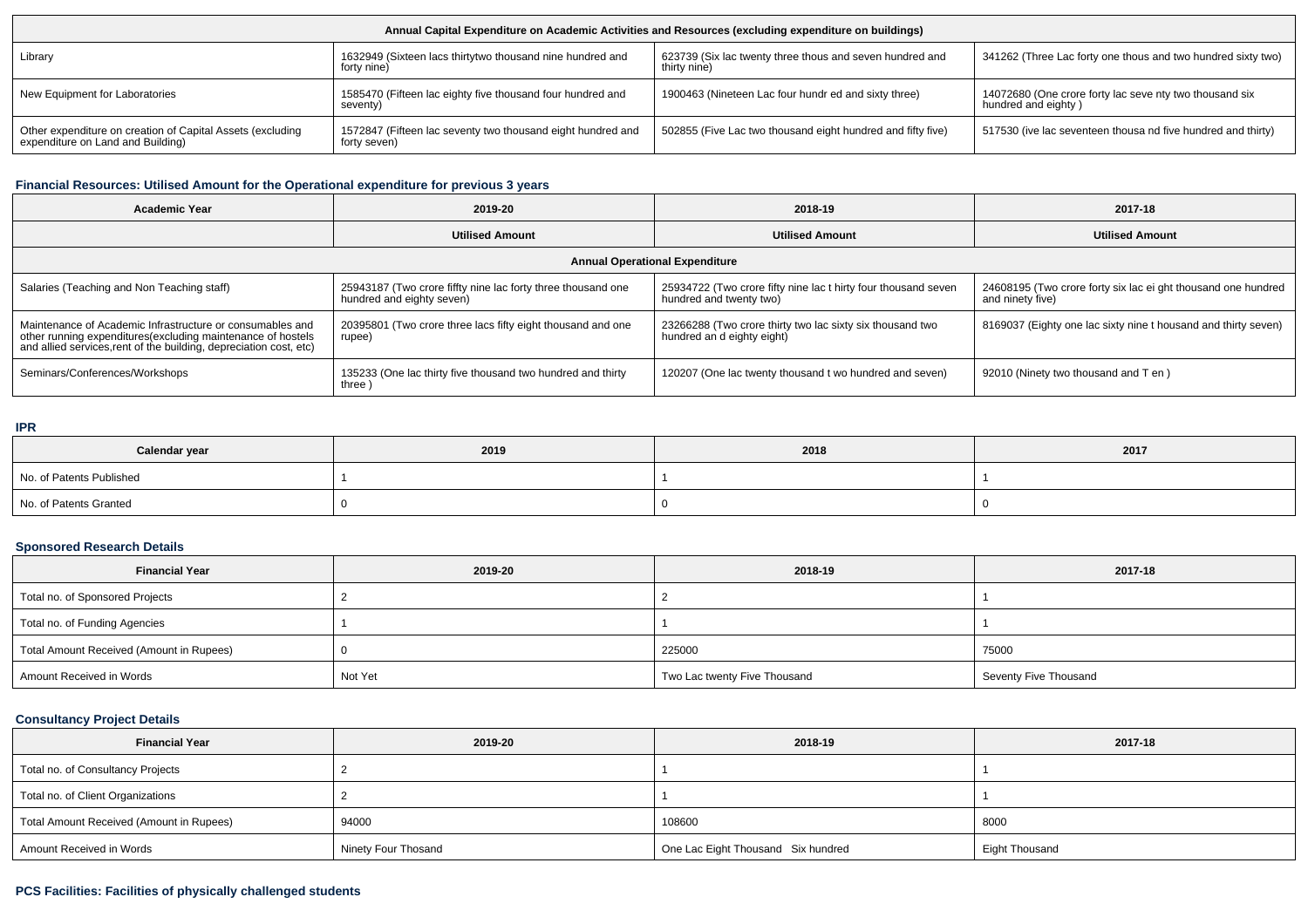| Annual Capital Expenditure on Academic Activities and Resources (excluding expenditure on buildings) | | | |
|---|---|---|---|
| Library | 1632949 (Sixteen lacs thirtytwo thousand nine hundred and forty nine) | 623739 (Six lac twenty three thous and seven hundred and thirty nine) | 341262 (Three Lac forty one thous and two hundred sixty two) |
| New Equipment for Laboratories | 1585470 (Fifteen lac eighty five thousand four hundred and seventy) | 1900463 (Nineteen Lac four hundr ed and sixty three) | 14072680 (One crore forty lac seve nty two thousand six hundred and eighty ) |
| Other expenditure on creation of Capital Assets (excluding expenditure on Land and Building) | 1572847 (Fifteen lac seventy two thousand eight hundred and forty seven) | 502855 (Five Lac two thousand eight hundred and fifty five) | 517530 (ive lac seventeen thousa nd five hundred and thirty) |

### Financial Resources: Utilised Amount for the Operational expenditure for previous 3 years

| Academic Year | 2019-20 | 2018-19 | 2017-18 |
|---|---|---|---|
| | Utilised Amount | Utilised Amount | Utilised Amount |
| Annual Operational Expenditure | | | |
| Salaries (Teaching and Non Teaching staff) | 25943187 (Two crore fiffty nine lac forty three thousand one hundred and eighty seven) | 25934722 (Two crore fifty nine lac t hirty four thousand seven hundred and twenty two) | 24608195 (Two crore forty six lac ei ght thousand one hundred and ninety five) |
| Maintenance of Academic Infrastructure or consumables and other running expenditures(excluding maintenance of hostels and allied services,rent of the building, depreciation cost, etc) | 20395801 (Two crore three lacs fifty eight thousand and one rupee) | 23266288 (Two crore thirty two lac sixty six thousand two hundred an d eighty eight) | 8169037 (Eighty one lac sixty nine t housand and thirty seven) |
| Seminars/Conferences/Workshops | 135233 (One lac thirty five thousand two hundred and thirty three ) | 120207 (One lac twenty thousand t wo hundred and seven) | 92010 (Ninety two thousand and T en ) |

### IPR

| Calendar year | 2019 | 2018 | 2017 |
|---|---|---|---|
| No. of Patents Published | 1 | 1 | 1 |
| No. of Patents Granted | 0 | 0 | 0 |

### Sponsored Research Details

| Financial Year | 2019-20 | 2018-19 | 2017-18 |
|---|---|---|---|
| Total no. of Sponsored Projects | 2 | 2 | 1 |
| Total no. of Funding Agencies | 1 | 1 | 1 |
| Total Amount Received (Amount in Rupees) | 0 | 225000 | 75000 |
| Amount Received in Words | Not Yet | Two Lac twenty Five Thousand | Seventy Five Thousand |

### Consultancy Project Details

| Financial Year | 2019-20 | 2018-19 | 2017-18 |
|---|---|---|---|
| Total no. of Consultancy Projects | 2 | 1 | 1 |
| Total no. of Client Organizations | 2 | 1 | 1 |
| Total Amount Received (Amount in Rupees) | 94000 | 108600 | 8000 |
| Amount Received in Words | Ninety Four Thosand | One Lac Eight Thousand Six hundred | Eight Thousand |

### PCS Facilities: Facilities of physically challenged students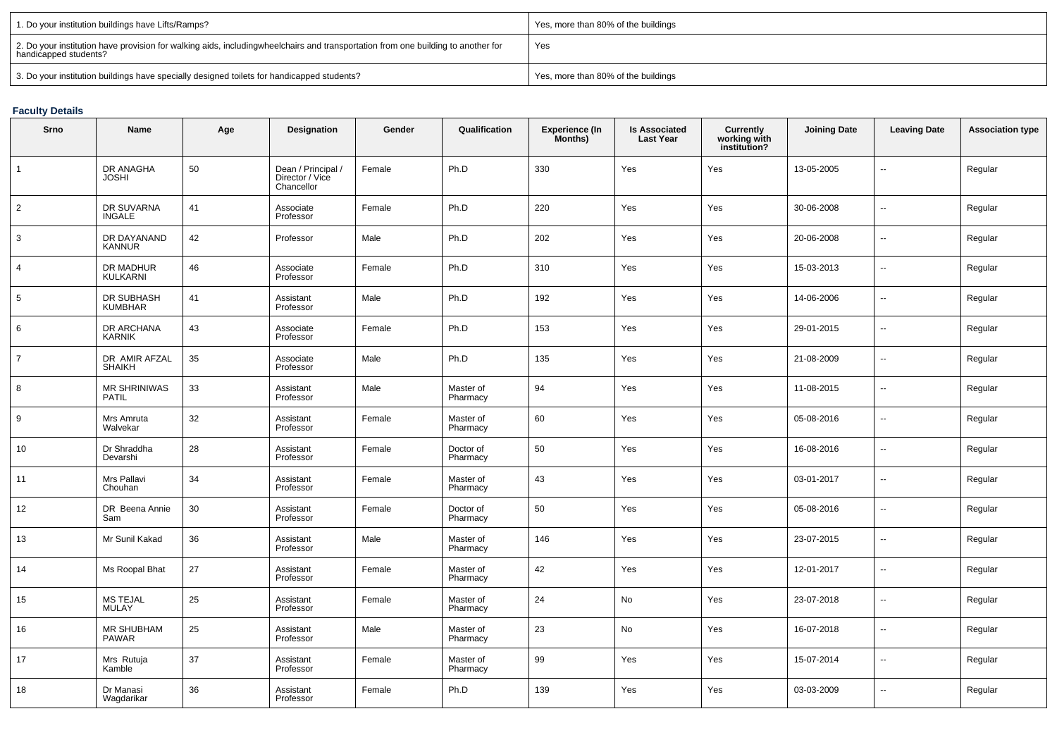| 1. Do your institution buildings have Lifts/Ramps? | Yes, more than 80% of the buildings |
|---|---|
| 2. Do your institution have provision for walking aids, includingwheelchairs and transportation from one building to another for handicapped students? | Yes |
| 3. Do your institution buildings have specially designed toilets for handicapped students? | Yes, more than 80% of the buildings |

### Faculty Details

| Srno | Name | Age | Designation | Gender | Qualification | Experience (In Months) | Is Associated Last Year | Currently working with institution? | Joining Date | Leaving Date | Association type |
|---|---|---|---|---|---|---|---|---|---|---|---|
| 1 | DR ANAGHA JOSHI | 50 | Dean / Principal / Director / Vice Chancellor | Female | Ph.D | 330 | Yes | Yes | 13-05-2005 | -- | Regular |
| 2 | DR SUVARNA INGALE | 41 | Associate Professor | Female | Ph.D | 220 | Yes | Yes | 30-06-2008 | -- | Regular |
| 3 | DR DAYANAND KANNUR | 42 | Professor | Male | Ph.D | 202 | Yes | Yes | 20-06-2008 | -- | Regular |
| 4 | DR MADHUR KULKARNI | 46 | Associate Professor | Female | Ph.D | 310 | Yes | Yes | 15-03-2013 | -- | Regular |
| 5 | DR SUBHASH KUMBHAR | 41 | Assistant Professor | Male | Ph.D | 192 | Yes | Yes | 14-06-2006 | -- | Regular |
| 6 | DR ARCHANA KARNIK | 43 | Associate Professor | Female | Ph.D | 153 | Yes | Yes | 29-01-2015 | -- | Regular |
| 7 | DR AMIR AFZAL SHAIKH | 35 | Associate Professor | Male | Ph.D | 135 | Yes | Yes | 21-08-2009 | -- | Regular |
| 8 | MR SHRINIWAS PATIL | 33 | Assistant Professor | Male | Master of Pharmacy | 94 | Yes | Yes | 11-08-2015 | -- | Regular |
| 9 | Mrs Amruta Walvekar | 32 | Assistant Professor | Female | Master of Pharmacy | 60 | Yes | Yes | 05-08-2016 | -- | Regular |
| 10 | Dr Shraddha Devarshi | 28 | Assistant Professor | Female | Doctor of Pharmacy | 50 | Yes | Yes | 16-08-2016 | -- | Regular |
| 11 | Mrs Pallavi Chouhan | 34 | Assistant Professor | Female | Master of Pharmacy | 43 | Yes | Yes | 03-01-2017 | -- | Regular |
| 12 | DR Beena Annie Sam | 30 | Assistant Professor | Female | Doctor of Pharmacy | 50 | Yes | Yes | 05-08-2016 | -- | Regular |
| 13 | Mr Sunil Kakad | 36 | Assistant Professor | Male | Master of Pharmacy | 146 | Yes | Yes | 23-07-2015 | -- | Regular |
| 14 | Ms Roopal Bhat | 27 | Assistant Professor | Female | Master of Pharmacy | 42 | Yes | Yes | 12-01-2017 | -- | Regular |
| 15 | MS TEJAL MULAY | 25 | Assistant Professor | Female | Master of Pharmacy | 24 | No | Yes | 23-07-2018 | -- | Regular |
| 16 | MR SHUBHAM PAWAR | 25 | Assistant Professor | Male | Master of Pharmacy | 23 | No | Yes | 16-07-2018 | -- | Regular |
| 17 | Mrs Rutuja Kamble | 37 | Assistant Professor | Female | Master of Pharmacy | 99 | Yes | Yes | 15-07-2014 | -- | Regular |
| 18 | Dr Manasi Wagdarikar | 36 | Assistant Professor | Female | Ph.D | 139 | Yes | Yes | 03-03-2009 | -- | Regular |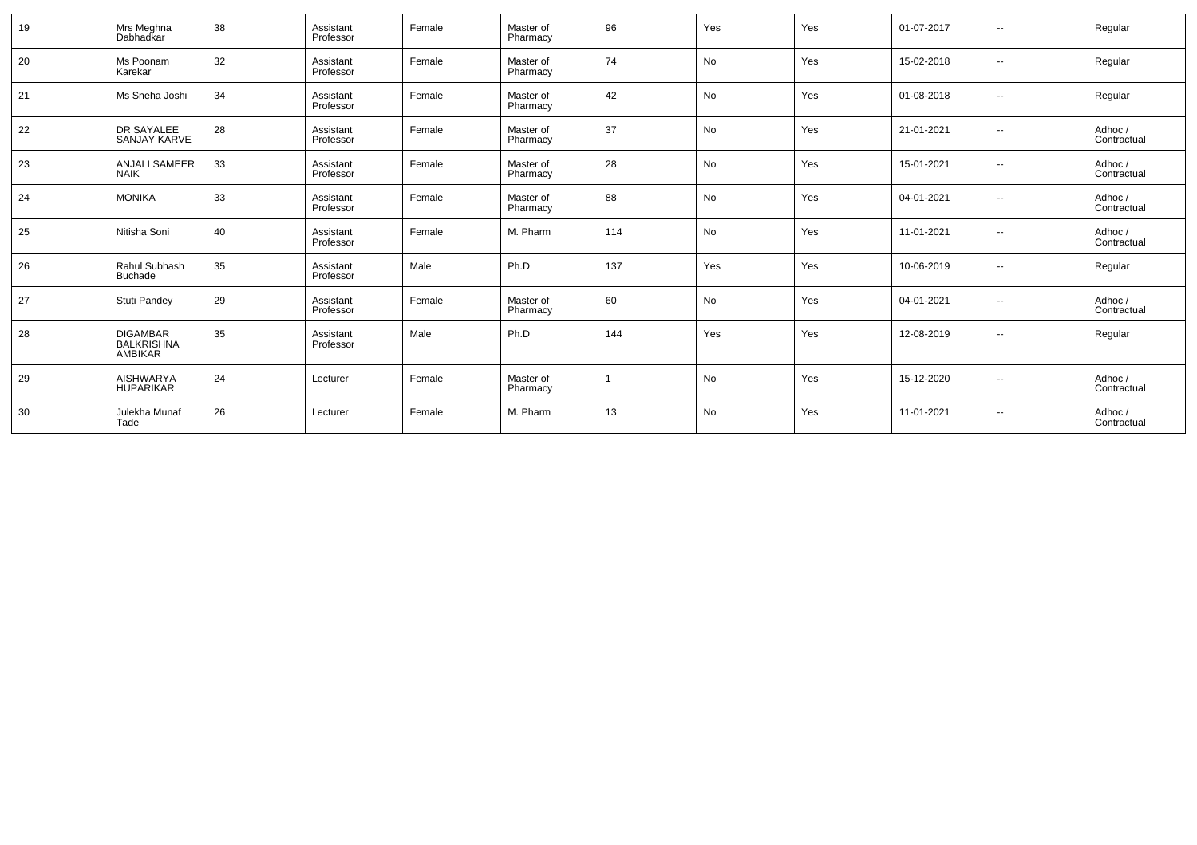| | | | | | | | | | | | |
|---|---|---|---|---|---|---|---|---|---|---|---|
| 19 | Mrs Meghna Dabhadkar | 38 | Assistant Professor | Female | Master of Pharmacy | 96 | Yes | Yes | 01-07-2017 | -- | Regular |
| 20 | Ms Poonam Karekar | 32 | Assistant Professor | Female | Master of Pharmacy | 74 | No | Yes | 15-02-2018 | -- | Regular |
| 21 | Ms Sneha Joshi | 34 | Assistant Professor | Female | Master of Pharmacy | 42 | No | Yes | 01-08-2018 | -- | Regular |
| 22 | DR SAYALEE SANJAY KARVE | 28 | Assistant Professor | Female | Master of Pharmacy | 37 | No | Yes | 21-01-2021 | -- | Adhoc / Contractual |
| 23 | ANJALI SAMEER NAIK | 33 | Assistant Professor | Female | Master of Pharmacy | 28 | No | Yes | 15-01-2021 | -- | Adhoc / Contractual |
| 24 | MONIKA | 33 | Assistant Professor | Female | Master of Pharmacy | 88 | No | Yes | 04-01-2021 | -- | Adhoc / Contractual |
| 25 | Nitisha Soni | 40 | Assistant Professor | Female | M. Pharm | 114 | No | Yes | 11-01-2021 | -- | Adhoc / Contractual |
| 26 | Rahul Subhash Buchade | 35 | Assistant Professor | Male | Ph.D | 137 | Yes | Yes | 10-06-2019 | -- | Regular |
| 27 | Stuti Pandey | 29 | Assistant Professor | Female | Master of Pharmacy | 60 | No | Yes | 04-01-2021 | -- | Adhoc / Contractual |
| 28 | DIGAMBAR BALKRISHNA AMBIKAR | 35 | Assistant Professor | Male | Ph.D | 144 | Yes | Yes | 12-08-2019 | -- | Regular |
| 29 | AISHWARYA HUPARIKAR | 24 | Lecturer | Female | Master of Pharmacy | 1 | No | Yes | 15-12-2020 | -- | Adhoc / Contractual |
| 30 | Julekha Munaf Tade | 26 | Lecturer | Female | M. Pharm | 13 | No | Yes | 11-01-2021 | -- | Adhoc / Contractual |